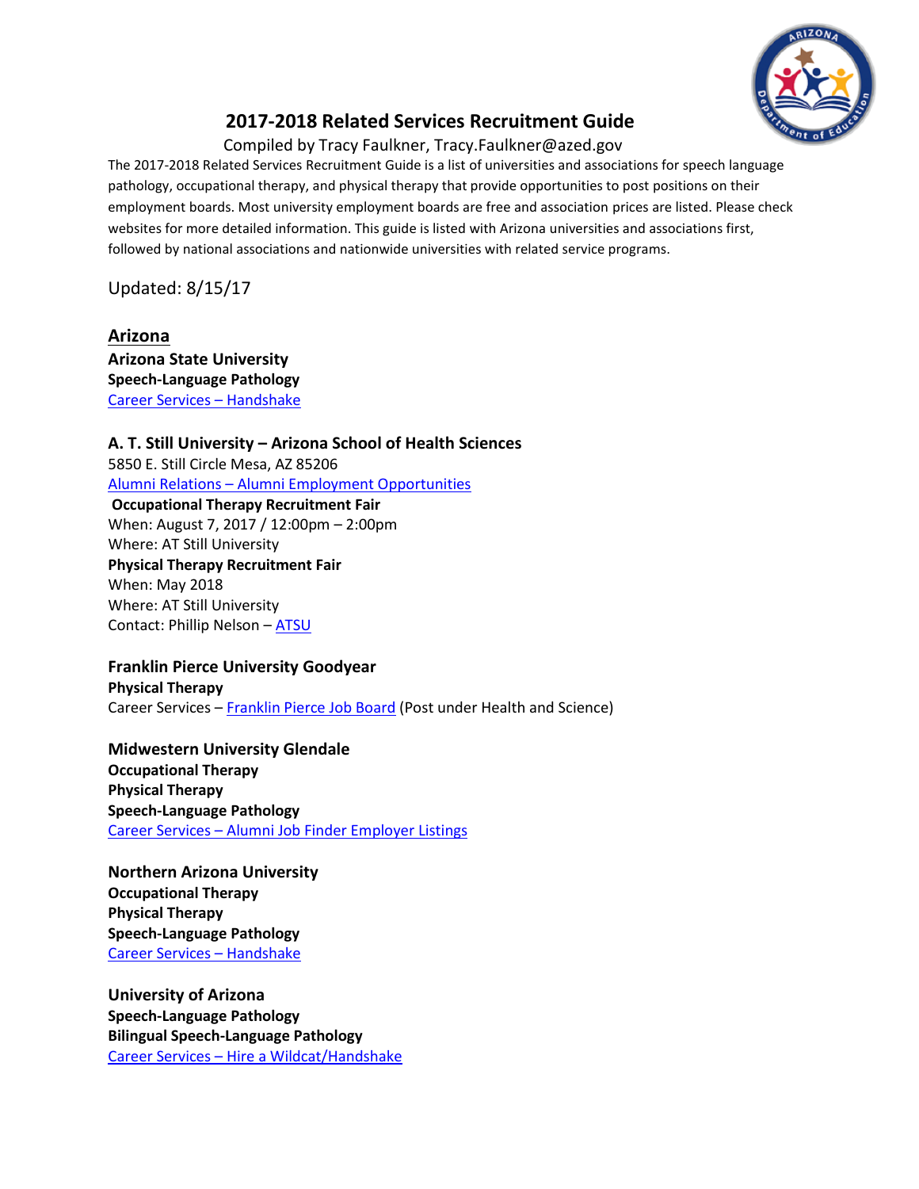# 2017-2018 Related Services Recruitment Guide

Compiled by Tracy Faulkner, Tracy.Faulkner@azed.gov

The 2017-2018 Related Services Recruitment Guide is a list of universities and associations for speech language pathology, occupational therapy, and physical therapy that provide opportunities to post positions on their employment boards. Most university employment boards are free and association prices are listed. Please check websites for more detailed information. This guide is listed with Arizona universities and associations first, followed by national associations and nationwide universities with related service programs.

Updated: 8/15/17

## Arizona

### Arizona State University

**Speech-Language Pathology**

Career Services – Handshake

### A. T. Still University – Arizona School of Health Sciences

5850 E. Still Circle Mesa, AZ 85206

Alumni Relations – Alumni Employment Opportunities

**Occupational Therapy Recruitment Fair**

When: August 7, 2017 / 12:00pm – 2:00pm

Where: AT Still University

**Physical Therapy Recruitment Fair**

When: May 2018

Where: AT Still University

Contact: Phillip Nelson – ATSU

### Franklin Pierce University Goodyear

**Physical Therapy**

Career Services – Franklin Pierce Job Board (Post under Health and Science)

### Midwestern University Glendale

**Occupational Therapy**

**Physical Therapy**

**Speech-Language Pathology**

Career Services – Alumni Job Finder Employer Listings

### Northern Arizona University

**Occupational Therapy**

**Physical Therapy**

**Speech-Language Pathology**

Career Services – Handshake

### University of Arizona

**Speech-Language Pathology**

**Bilingual Speech-Language Pathology**

Career Services – Hire a Wildcat/Handshake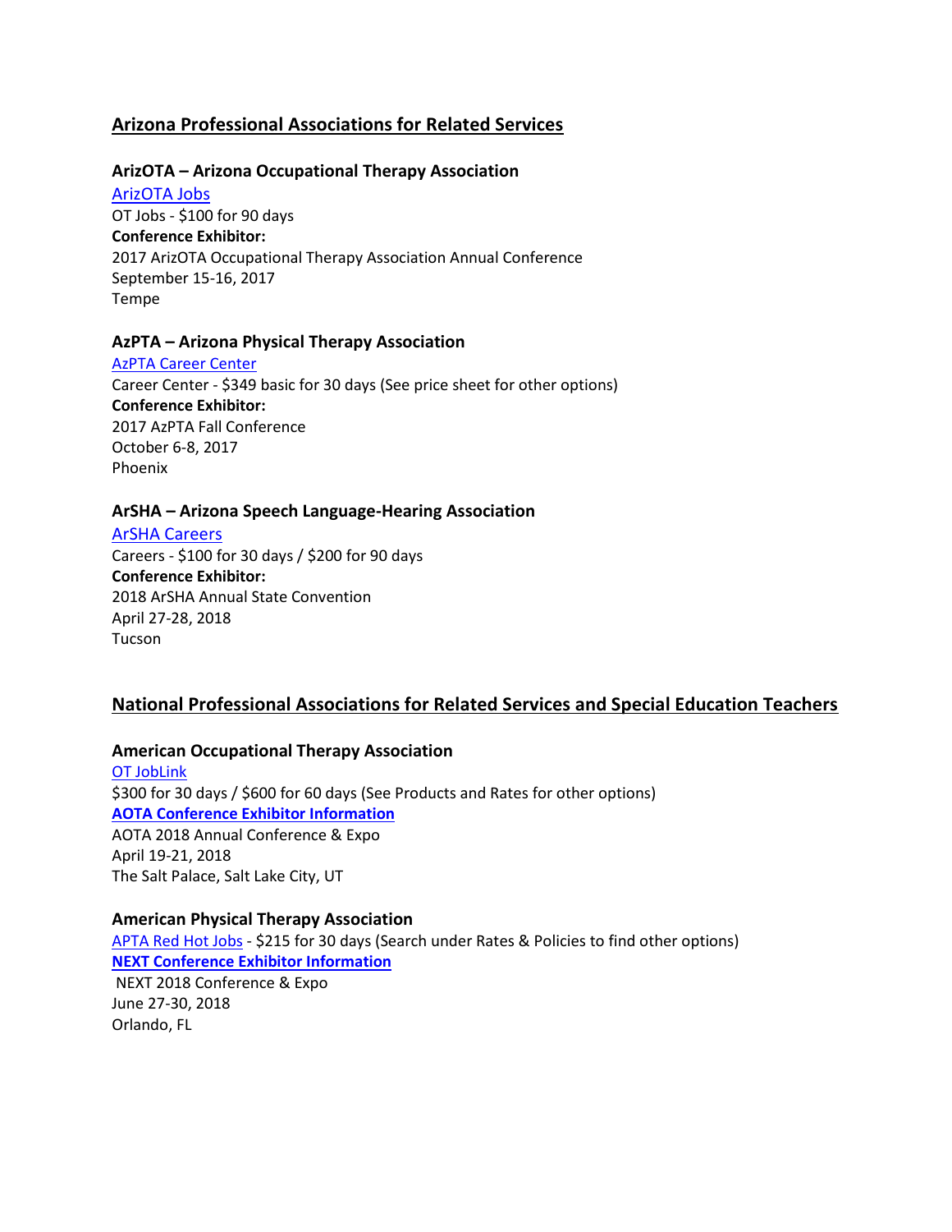## Arizona Professional Associations for Related Services

### ArizOTA – Arizona Occupational Therapy Association

ArizOTA Jobs
OT Jobs - $100 for 90 days
**Conference Exhibitor:**
2017 ArizOTA Occupational Therapy Association Annual Conference
September 15-16, 2017
Tempe

### AzPTA – Arizona Physical Therapy Association

AzPTA Career Center
Career Center - $349 basic for 30 days (See price sheet for other options)
**Conference Exhibitor:**
2017 AzPTA Fall Conference
October 6-8, 2017
Phoenix

### ArSHA – Arizona Speech Language-Hearing Association

ArSHA Careers
Careers - $100 for 30 days / $200 for 90 days
**Conference Exhibitor:**
2018 ArSHA Annual State Convention
April 27-28, 2018
Tucson

## National Professional Associations for Related Services and Special Education Teachers

### American Occupational Therapy Association

OT JobLink
$300 for 30 days / $600 for 60 days (See Products and Rates for other options)
**AOTA Conference Exhibitor Information**
AOTA 2018 Annual Conference & Expo
April 19-21, 2018
The Salt Palace, Salt Lake City, UT

### American Physical Therapy Association

APTA Red Hot Jobs - $215 for 30 days (Search under Rates & Policies to find other options)
**NEXT Conference Exhibitor Information**
NEXT 2018 Conference & Expo
June 27-30, 2018
Orlando, FL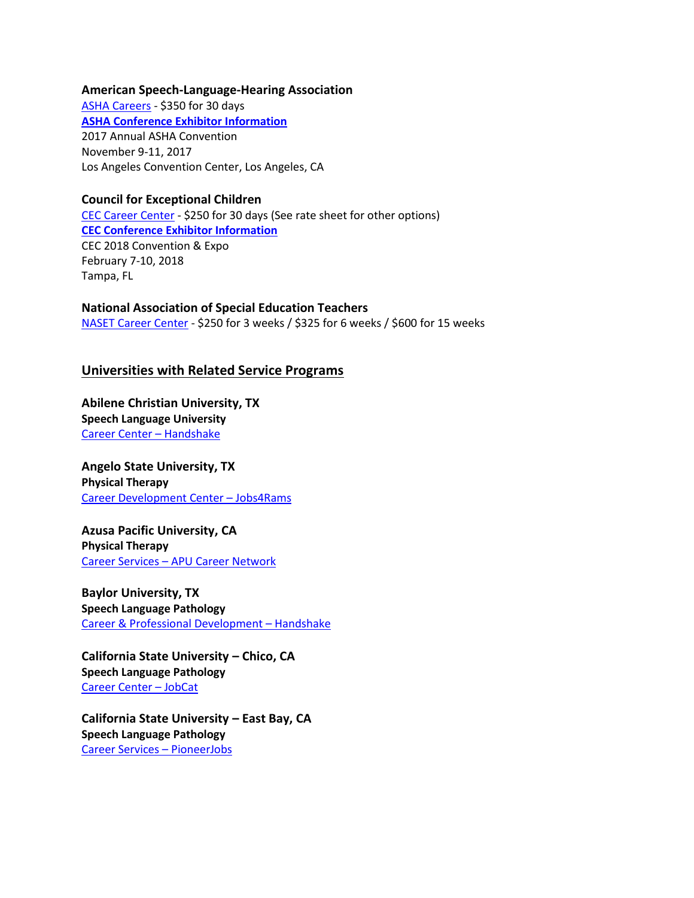**American Speech-Language-Hearing Association**
ASHA Careers - $350 for 30 days
**ASHA Conference Exhibitor Information**
2017 Annual ASHA Convention
November 9-11, 2017
Los Angeles Convention Center, Los Angeles, CA

**Council for Exceptional Children**
CEC Career Center - $250 for 30 days (See rate sheet for other options)
**CEC Conference Exhibitor Information**
CEC 2018 Convention & Expo
February 7-10, 2018
Tampa, FL

**National Association of Special Education Teachers**
NASET Career Center - $250 for 3 weeks / $325 for 6 weeks / $600 for 15 weeks

## Universities with Related Service Programs

**Abilene Christian University, TX**
**Speech Language University**
Career Center – Handshake

**Angelo State University, TX**
**Physical Therapy**
Career Development Center – Jobs4Rams

**Azusa Pacific University, CA**
**Physical Therapy**
Career Services – APU Career Network

**Baylor University, TX**
**Speech Language Pathology**
Career & Professional Development – Handshake

**California State University – Chico, CA**
**Speech Language Pathology**
Career Center – JobCat

**California State University – East Bay, CA**
**Speech Language Pathology**
Career Services – PioneerJobs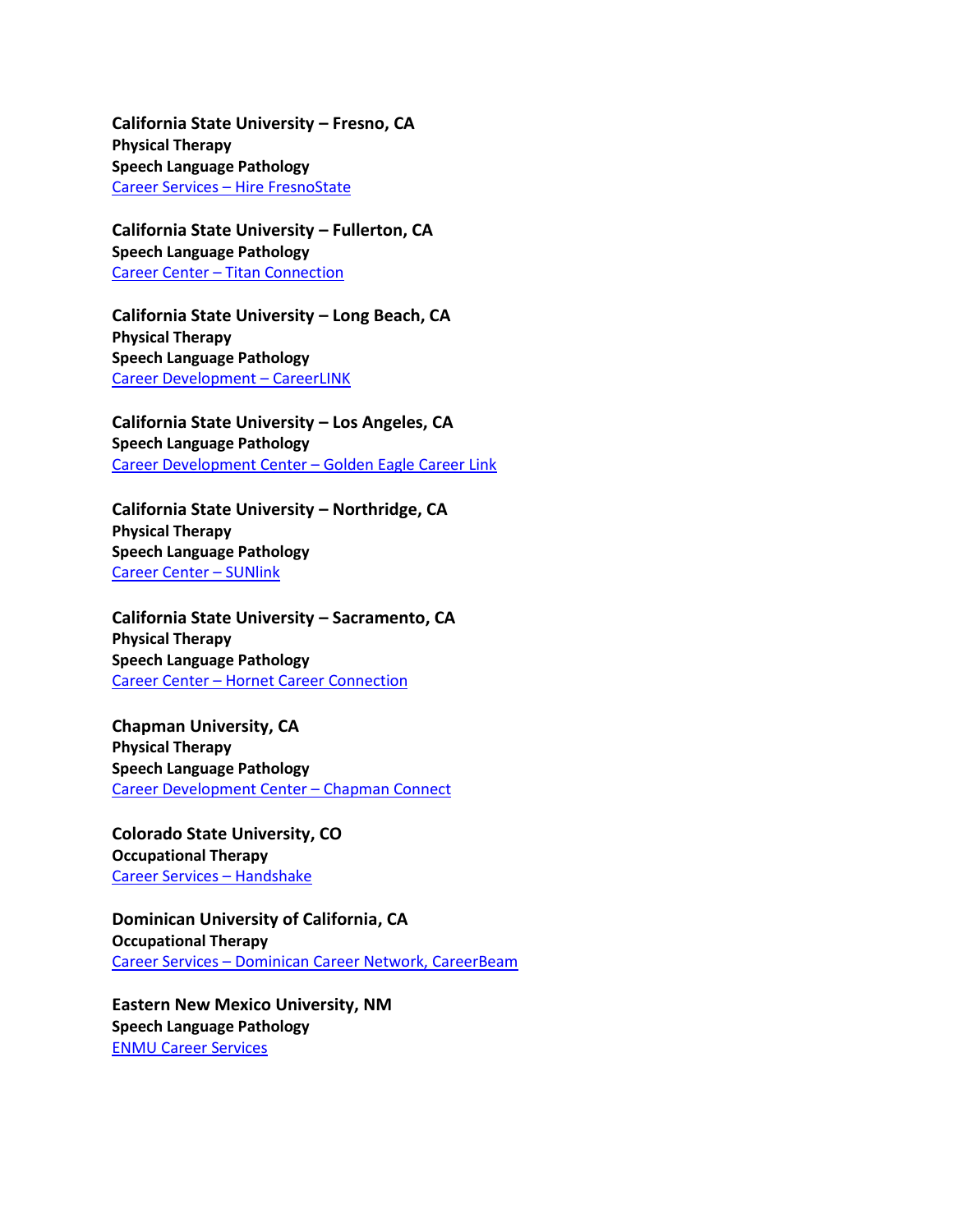**California State University – Fresno, CA**
**Physical Therapy**
**Speech Language Pathology**
Career Services – Hire FresnoState

**California State University – Fullerton, CA**
**Speech Language Pathology**
Career Center – Titan Connection

**California State University – Long Beach, CA**
**Physical Therapy**
**Speech Language Pathology**
Career Development – CareerLINK

**California State University – Los Angeles, CA**
**Speech Language Pathology**
Career Development Center – Golden Eagle Career Link

**California State University – Northridge, CA**
**Physical Therapy**
**Speech Language Pathology**
Career Center – SUNlink

**California State University – Sacramento, CA**
**Physical Therapy**
**Speech Language Pathology**
Career Center – Hornet Career Connection

**Chapman University, CA**
**Physical Therapy**
**Speech Language Pathology**
Career Development Center – Chapman Connect

**Colorado State University, CO**
**Occupational Therapy**
Career Services – Handshake

**Dominican University of California, CA**
**Occupational Therapy**
Career Services – Dominican Career Network, CareerBeam

**Eastern New Mexico University, NM**
**Speech Language Pathology**
ENMU Career Services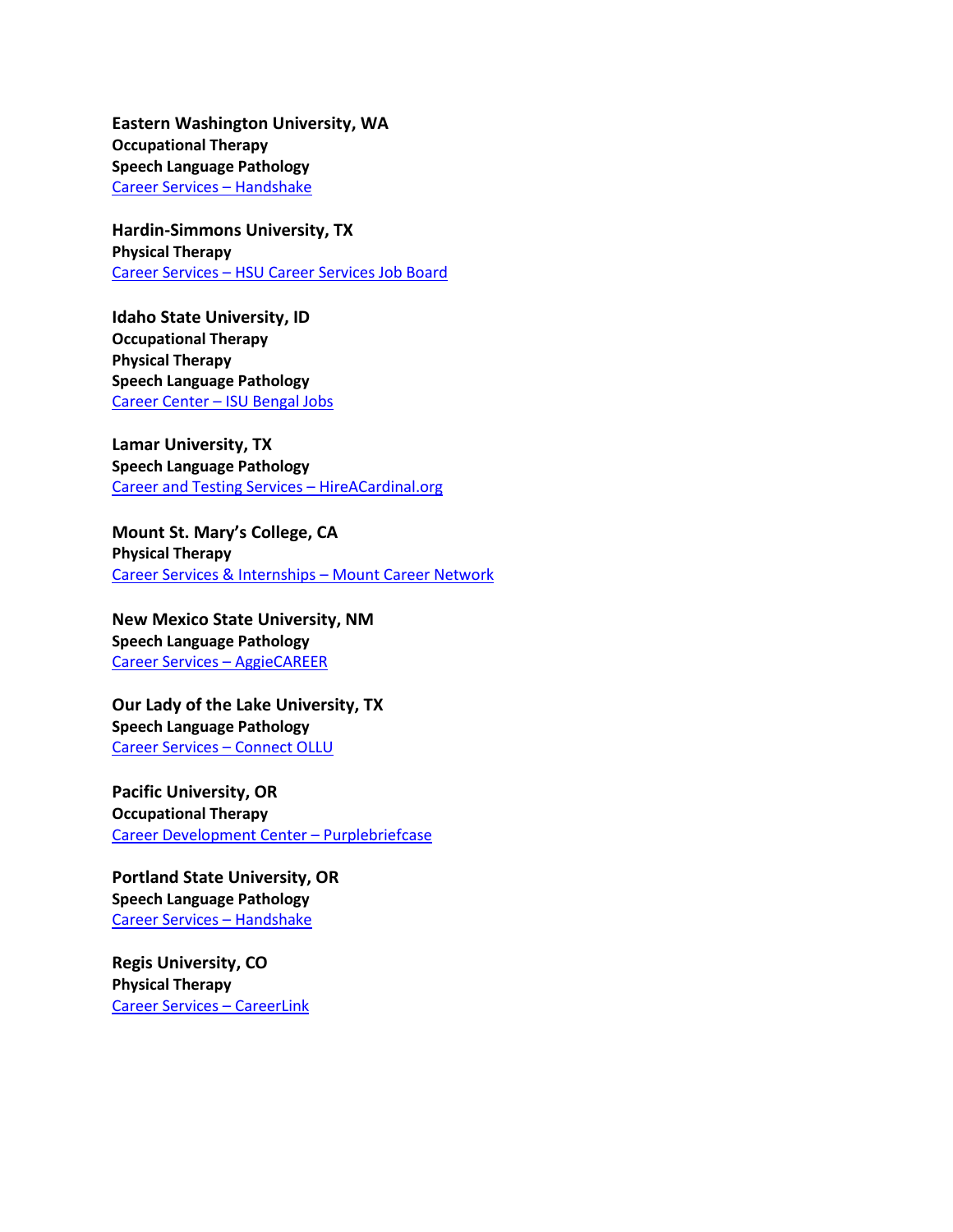**Eastern Washington University, WA**
**Occupational Therapy**
**Speech Language Pathology**
Career Services – Handshake

**Hardin-Simmons University, TX**
**Physical Therapy**
Career Services – HSU Career Services Job Board

**Idaho State University, ID**
**Occupational Therapy**
**Physical Therapy**
**Speech Language Pathology**
Career Center – ISU Bengal Jobs

**Lamar University, TX**
**Speech Language Pathology**
Career and Testing Services – HireACardinal.org

**Mount St. Mary's College, CA**
**Physical Therapy**
Career Services & Internships – Mount Career Network

**New Mexico State University, NM**
**Speech Language Pathology**
Career Services – AggieCAREER

**Our Lady of the Lake University, TX**
**Speech Language Pathology**
Career Services – Connect OLLU

**Pacific University, OR**
**Occupational Therapy**
Career Development Center – Purplebriefcase

**Portland State University, OR**
**Speech Language Pathology**
Career Services – Handshake

**Regis University, CO**
**Physical Therapy**
Career Services – CareerLink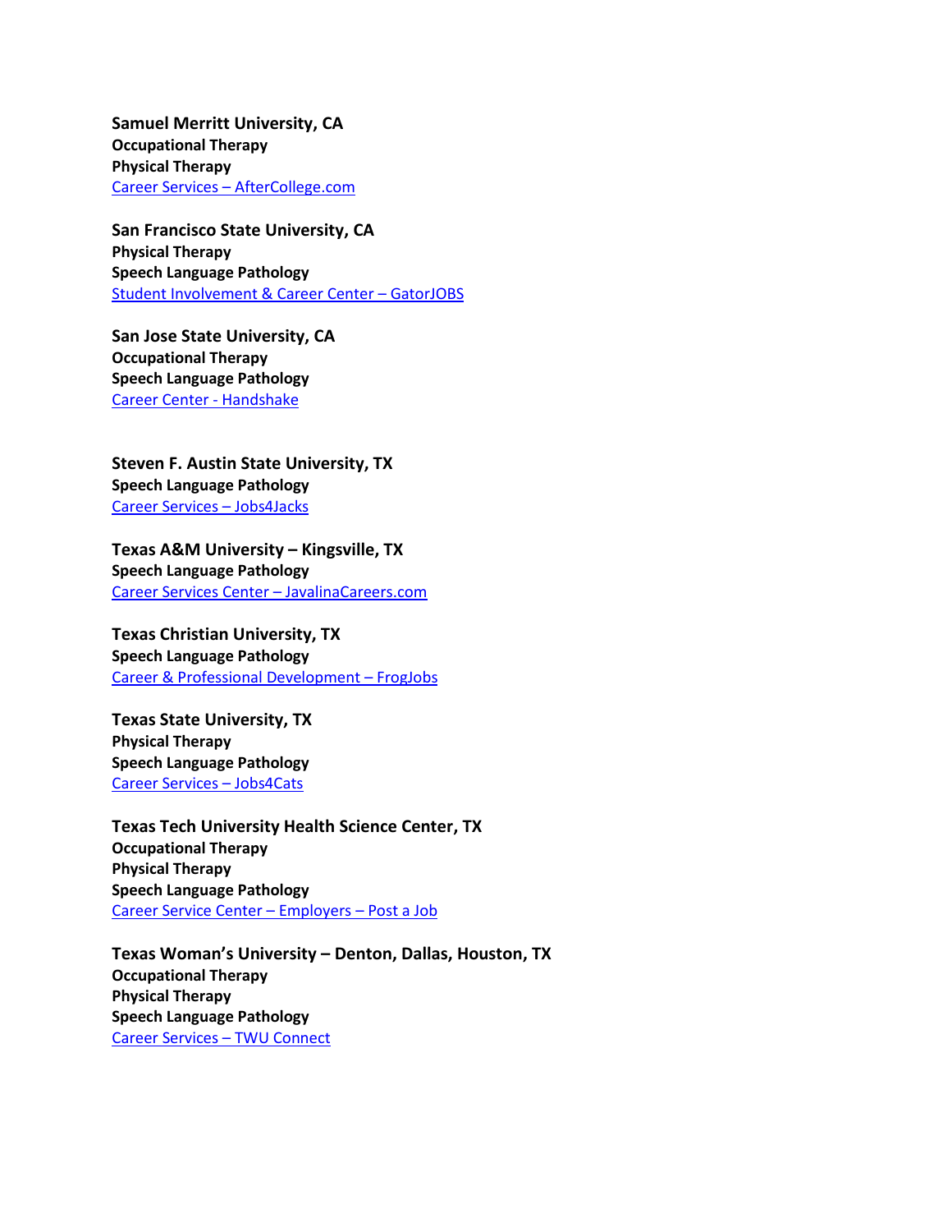**Samuel Merritt University, CA**
**Occupational Therapy**
**Physical Therapy**
Career Services – AfterCollege.com

**San Francisco State University, CA**
**Physical Therapy**
**Speech Language Pathology**
Student Involvement & Career Center – GatorJOBS

**San Jose State University, CA**
**Occupational Therapy**
**Speech Language Pathology**
Career Center - Handshake

**Steven F. Austin State University, TX**
**Speech Language Pathology**
Career Services – Jobs4Jacks

**Texas A&M University – Kingsville, TX**
**Speech Language Pathology**
Career Services Center – JavalinaCareers.com

**Texas Christian University, TX**
**Speech Language Pathology**
Career & Professional Development – FrogJobs

**Texas State University, TX**
**Physical Therapy**
**Speech Language Pathology**
Career Services – Jobs4Cats

**Texas Tech University Health Science Center, TX**
**Occupational Therapy**
**Physical Therapy**
**Speech Language Pathology**
Career Service Center – Employers – Post a Job

**Texas Woman's University – Denton, Dallas, Houston, TX**
**Occupational Therapy**
**Physical Therapy**
**Speech Language Pathology**
Career Services – TWU Connect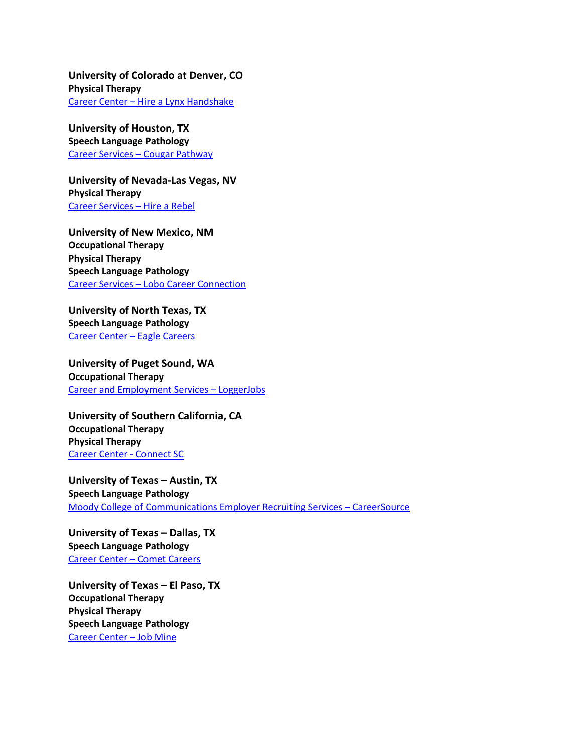**University of Colorado at Denver, CO**
**Physical Therapy**
[Career Center – Hire a Lynx Handshake]

**University of Houston, TX**
**Speech Language Pathology**
[Career Services – Cougar Pathway]

**University of Nevada-Las Vegas, NV**
**Physical Therapy**
[Career Services – Hire a Rebel]

**University of New Mexico, NM**
**Occupational Therapy**
**Physical Therapy**
**Speech Language Pathology**
[Career Services – Lobo Career Connection]

**University of North Texas, TX**
**Speech Language Pathology**
[Career Center – Eagle Careers]

**University of Puget Sound, WA**
**Occupational Therapy**
[Career and Employment Services – LoggerJobs]

**University of Southern California, CA**
**Occupational Therapy**
**Physical Therapy**
[Career Center - Connect SC]

**University of Texas – Austin, TX**
**Speech Language Pathology**
[Moody College of Communications Employer Recruiting Services – CareerSource]

**University of Texas – Dallas, TX**
**Speech Language Pathology**
[Career Center – Comet Careers]

**University of Texas – El Paso, TX**
**Occupational Therapy**
**Physical Therapy**
**Speech Language Pathology**
[Career Center – Job Mine]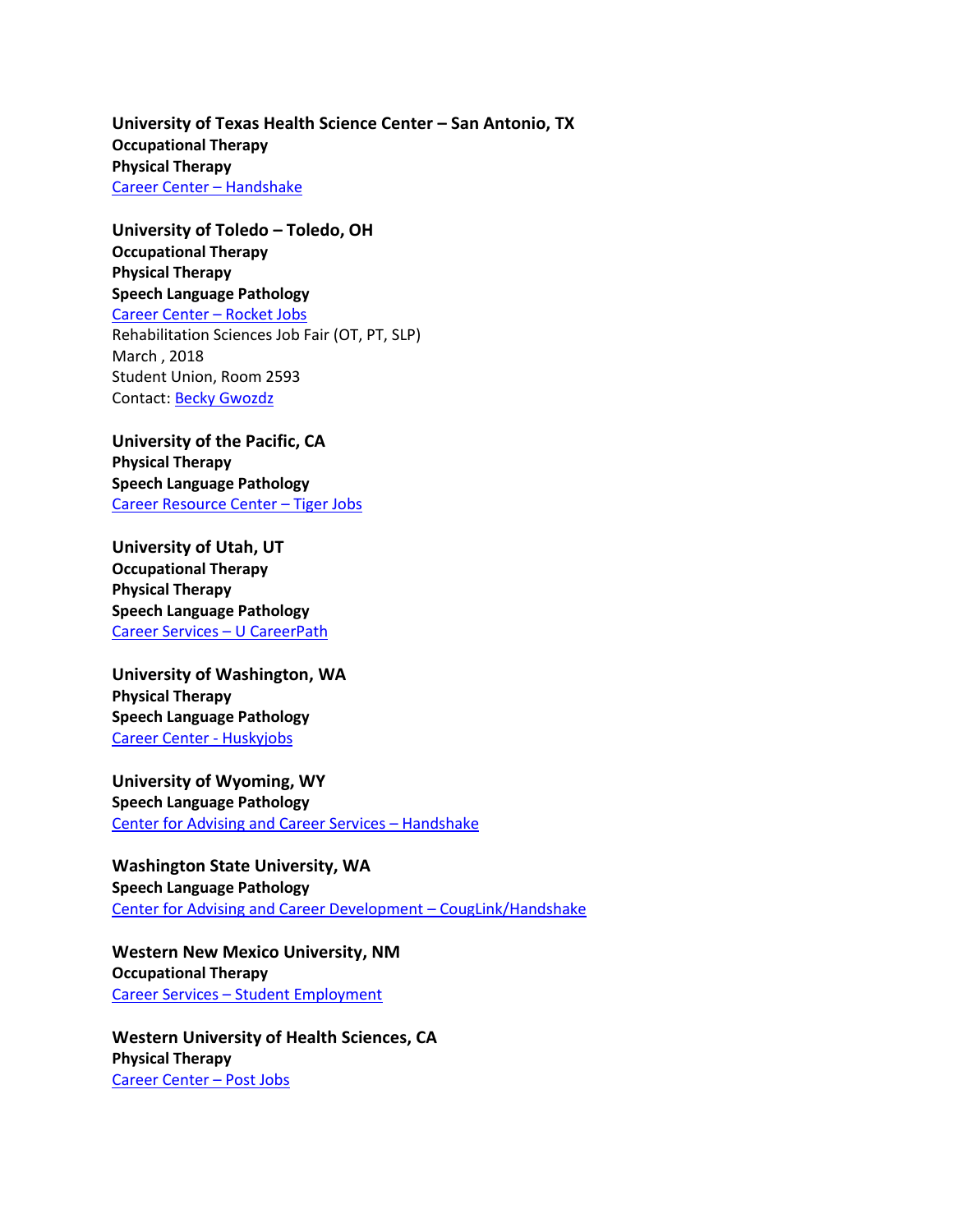**University of Texas Health Science Center – San Antonio, TX**
**Occupational Therapy**
**Physical Therapy**
Career Center – Handshake

**University of Toledo – Toledo, OH**
**Occupational Therapy**
**Physical Therapy**
**Speech Language Pathology**
Career Center – Rocket Jobs
Rehabilitation Sciences Job Fair (OT, PT, SLP)
March , 2018
Student Union, Room 2593
Contact: Becky Gwozdz

**University of the Pacific, CA**
**Physical Therapy**
**Speech Language Pathology**
Career Resource Center – Tiger Jobs

**University of Utah, UT**
**Occupational Therapy**
**Physical Therapy**
**Speech Language Pathology**
Career Services – U CareerPath

**University of Washington, WA**
**Physical Therapy**
**Speech Language Pathology**
Career Center - Huskyjobs

**University of Wyoming, WY**
**Speech Language Pathology**
Center for Advising and Career Services – Handshake

**Washington State University, WA**
**Speech Language Pathology**
Center for Advising and Career Development – CougLink/Handshake

**Western New Mexico University, NM**
**Occupational Therapy**
Career Services – Student Employment

**Western University of Health Sciences, CA**
**Physical Therapy**
Career Center – Post Jobs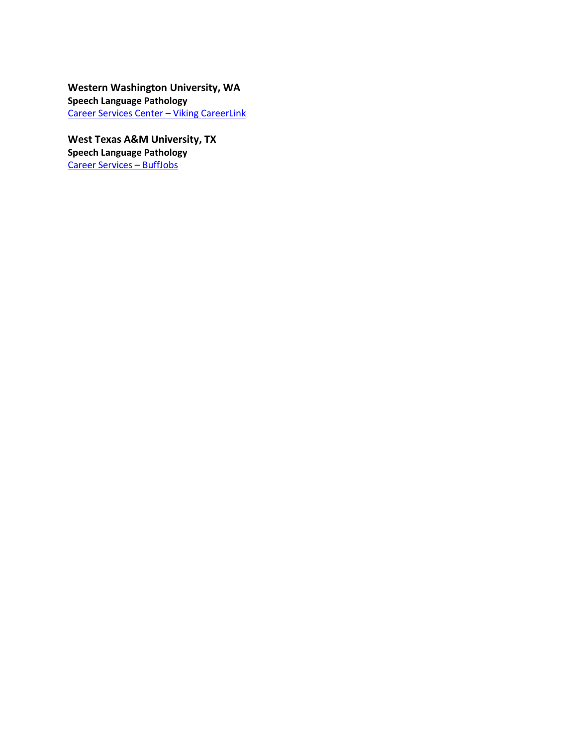**Western Washington University, WA**
**Speech Language Pathology**
[Career Services Center – Viking CareerLink]

**West Texas A&M University, TX**
**Speech Language Pathology**
[Career Services – BuffJobs]